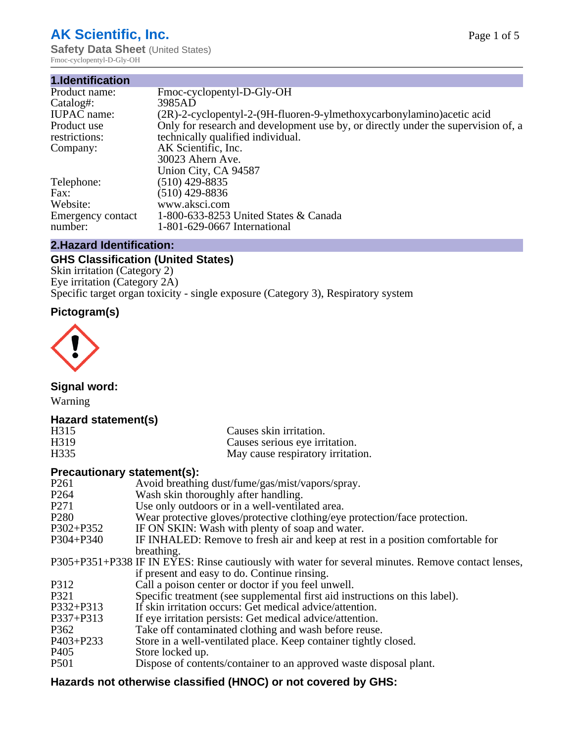# AK Scientific, Inc.

**Safety Data Sheet** (United States)

Fmoc-cyclopentyl-D-Gly-OH

## 1.Identification

| | |
|---|---|
| Product name: | Fmoc-cyclopentyl-D-Gly-OH |
| Catalog#: | 3985AD |
| IUPAC name: | (2R)-2-cyclopentyl-2-(9H-fluoren-9-ylmethoxycarbonylamino)acetic acid |
| Product use restrictions: | Only for research and development use by, or directly under the supervision of, a technically qualified individual. |
| Company: | AK Scientific, Inc.<br>30023 Ahern Ave.<br>Union City, CA 94587 |
| Telephone: | (510) 429-8835 |
| Fax: | (510) 429-8836 |
| Website: | www.aksci.com |
| Emergency contact number: | 1-800-633-8253 United States & Canada<br>1-801-629-0667 International |

## 2.Hazard Identification:

### GHS Classification (United States)

Skin irritation (Category 2)
Eye irritation (Category 2A)
Specific target organ toxicity - single exposure (Category 3), Respiratory system

### Pictogram(s)

### Signal word:

Warning

### Hazard statement(s)

| | |
|---|---|
| H315 | Causes skin irritation. |
| H319 | Causes serious eye irritation. |
| H335 | May cause respiratory irritation. |

### Precautionary statement(s):

| | |
|---|---|
| P261 | Avoid breathing dust/fume/gas/mist/vapors/spray. |
| P264 | Wash skin thoroughly after handling. |
| P271 | Use only outdoors or in a well-ventilated area. |
| P280 | Wear protective gloves/protective clothing/eye protection/face protection. |
| P302+P352 | IF ON SKIN: Wash with plenty of soap and water. |
| P304+P340 | IF INHALED: Remove to fresh air and keep at rest in a position comfortable for breathing. |
| P305+P351+P338 | IF IN EYES: Rinse cautiously with water for several minutes. Remove contact lenses, if present and easy to do. Continue rinsing. |
| P312 | Call a poison center or doctor if you feel unwell. |
| P321 | Specific treatment (see supplemental first aid instructions on this label). |
| P332+P313 | If skin irritation occurs: Get medical advice/attention. |
| P337+P313 | If eye irritation persists: Get medical advice/attention. |
| P362 | Take off contaminated clothing and wash before reuse. |
| P403+P233 | Store in a well-ventilated place. Keep container tightly closed. |
| P405 | Store locked up. |
| P501 | Dispose of contents/container to an approved waste disposal plant. |

### Hazards not otherwise classified (HNOC) or not covered by GHS: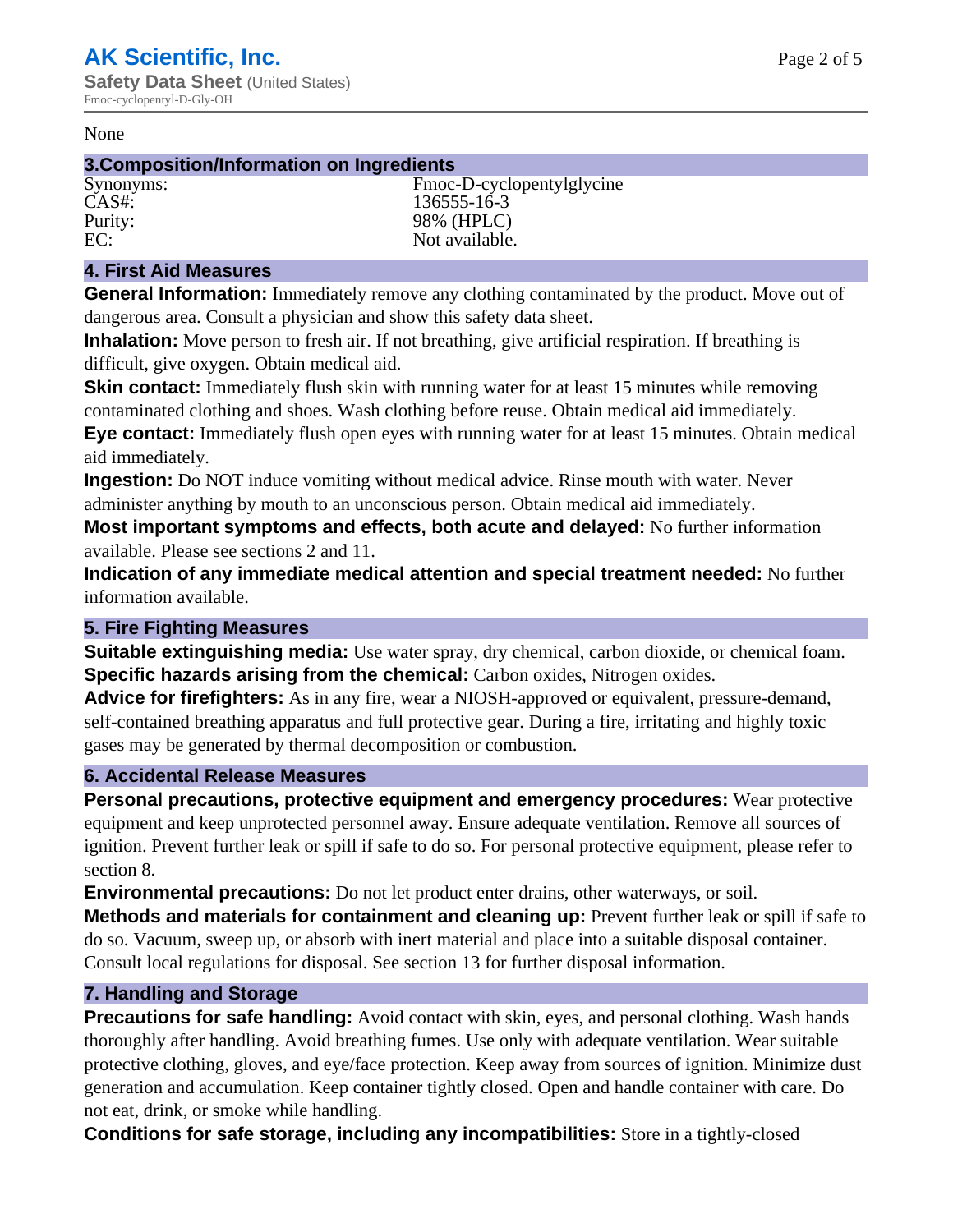None

## 3.Composition/Information on Ingredients

| | |
|---|---|
| Synonyms: | Fmoc-D-cyclopentylglycine |
| CAS#: | 136555-16-3 |
| Purity: | 98% (HPLC) |
| EC: | Not available. |

## 4. First Aid Measures

**General Information:** Immediately remove any clothing contaminated by the product. Move out of dangerous area. Consult a physician and show this safety data sheet.

**Inhalation:** Move person to fresh air. If not breathing, give artificial respiration. If breathing is difficult, give oxygen. Obtain medical aid.

**Skin contact:** Immediately flush skin with running water for at least 15 minutes while removing contaminated clothing and shoes. Wash clothing before reuse. Obtain medical aid immediately.

**Eye contact:** Immediately flush open eyes with running water for at least 15 minutes. Obtain medical aid immediately.

**Ingestion:** Do NOT induce vomiting without medical advice. Rinse mouth with water. Never administer anything by mouth to an unconscious person. Obtain medical aid immediately.

**Most important symptoms and effects, both acute and delayed:** No further information available. Please see sections 2 and 11.

**Indication of any immediate medical attention and special treatment needed:** No further information available.

## 5. Fire Fighting Measures

**Suitable extinguishing media:** Use water spray, dry chemical, carbon dioxide, or chemical foam.

**Specific hazards arising from the chemical:** Carbon oxides, Nitrogen oxides.

**Advice for firefighters:** As in any fire, wear a NIOSH-approved or equivalent, pressure-demand, self-contained breathing apparatus and full protective gear. During a fire, irritating and highly toxic gases may be generated by thermal decomposition or combustion.

## 6. Accidental Release Measures

**Personal precautions, protective equipment and emergency procedures:** Wear protective equipment and keep unprotected personnel away. Ensure adequate ventilation. Remove all sources of ignition. Prevent further leak or spill if safe to do so. For personal protective equipment, please refer to section 8.

**Environmental precautions:** Do not let product enter drains, other waterways, or soil.

**Methods and materials for containment and cleaning up:** Prevent further leak or spill if safe to do so. Vacuum, sweep up, or absorb with inert material and place into a suitable disposal container. Consult local regulations for disposal. See section 13 for further disposal information.

## 7. Handling and Storage

**Precautions for safe handling:** Avoid contact with skin, eyes, and personal clothing. Wash hands thoroughly after handling. Avoid breathing fumes. Use only with adequate ventilation. Wear suitable protective clothing, gloves, and eye/face protection. Keep away from sources of ignition. Minimize dust generation and accumulation. Keep container tightly closed. Open and handle container with care. Do not eat, drink, or smoke while handling.

**Conditions for safe storage, including any incompatibilities:** Store in a tightly-closed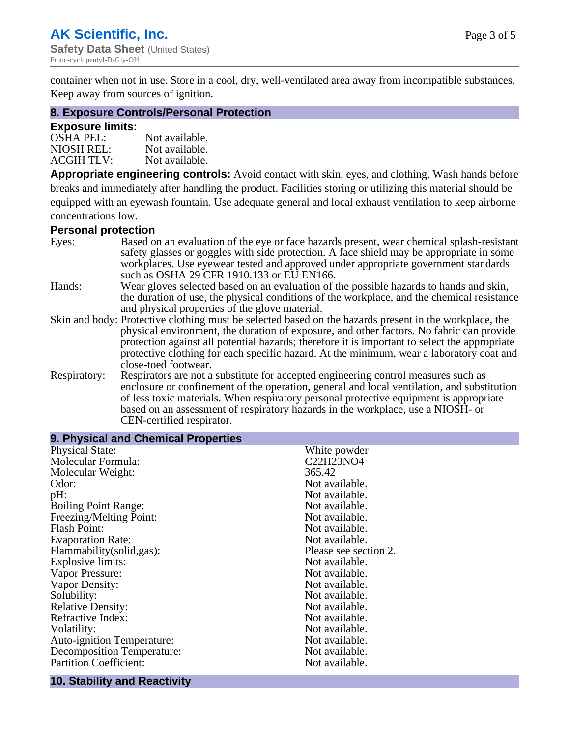container when not in use. Store in a cool, dry, well-ventilated area away from incompatible substances. Keep away from sources of ignition.

## 8. Exposure Controls/Personal Protection

### Exposure limits:

| | |
|---|---|
| OSHA PEL: | Not available. |
| NIOSH REL: | Not available. |
| ACGIH TLV: | Not available. |

**Appropriate engineering controls:** Avoid contact with skin, eyes, and clothing. Wash hands before breaks and immediately after handling the product. Facilities storing or utilizing this material should be equipped with an eyewash fountain. Use adequate general and local exhaust ventilation to keep airborne concentrations low.

### Personal protection

| | |
|---|---|
| Eyes: | Based on an evaluation of the eye or face hazards present, wear chemical splash-resistant safety glasses or goggles with side protection. A face shield may be appropriate in some workplaces. Use eyewear tested and approved under appropriate government standards such as OSHA 29 CFR 1910.133 or EU EN166. |
| Hands: | Wear gloves selected based on an evaluation of the possible hazards to hands and skin, the duration of use, the physical conditions of the workplace, and the chemical resistance and physical properties of the glove material. |
| Skin and body: | Protective clothing must be selected based on the hazards present in the workplace, the physical environment, the duration of exposure, and other factors. No fabric can provide protection against all potential hazards; therefore it is important to select the appropriate protective clothing for each specific hazard. At the minimum, wear a laboratory coat and close-toed footwear. |
| Respiratory: | Respirators are not a substitute for accepted engineering control measures such as enclosure or confinement of the operation, general and local ventilation, and substitution of less toxic materials. When respiratory personal protective equipment is appropriate based on an assessment of respiratory hazards in the workplace, use a NIOSH- or CEN-certified respirator. |

## 9. Physical and Chemical Properties

| | |
|---|---|
| Physical State: | White powder |
| Molecular Formula: | $C_{22}H_{23}NO_4$ |
| Molecular Weight: | 365.42 |
| Odor: | Not available. |
| pH: | Not available. |
| Boiling Point Range: | Not available. |
| Freezing/Melting Point: | Not available. |
| Flash Point: | Not available. |
| Evaporation Rate: | Not available. |
| Flammability(solid,gas): | Please see section 2. |
| Explosive limits: | Not available. |
| Vapor Pressure: | Not available. |
| Vapor Density: | Not available. |
| Solubility: | Not available. |
| Relative Density: | Not available. |
| Refractive Index: | Not available. |
| Volatility: | Not available. |
| Auto-ignition Temperature: | Not available. |
| Decomposition Temperature: | Not available. |
| Partition Coefficient: | Not available. |

## 10. Stability and Reactivity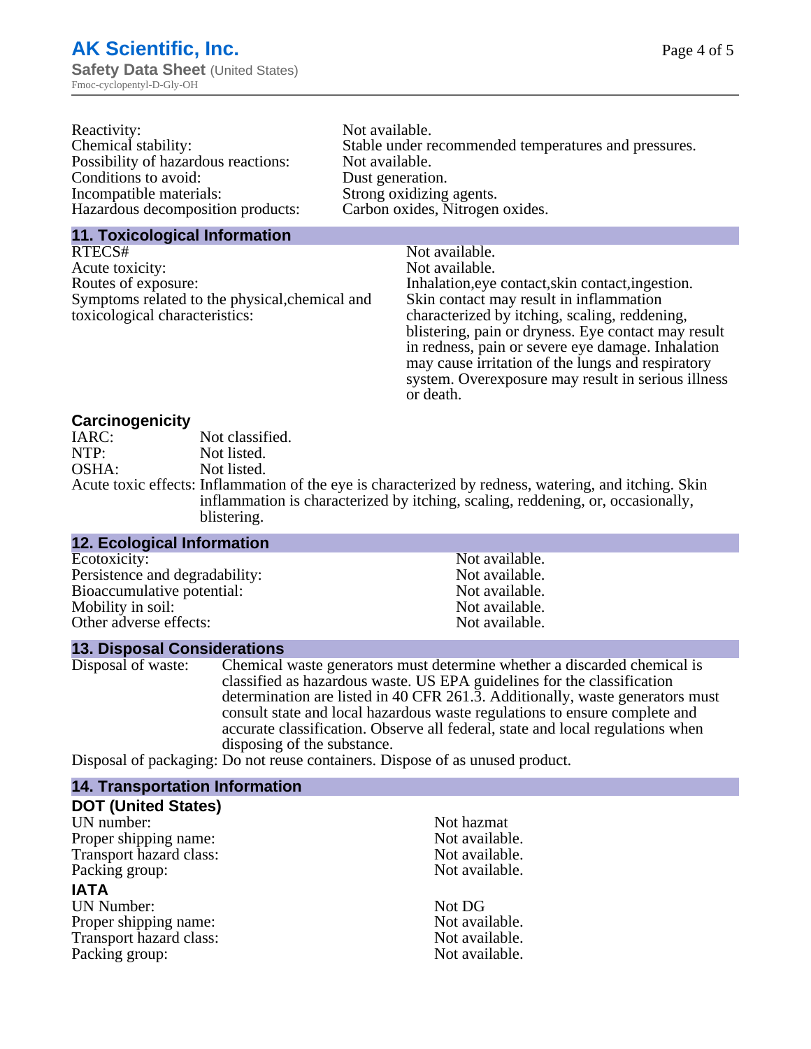| | |
|---|---|
| Reactivity: | Not available. |
| Chemical stability: | Stable under recommended temperatures and pressures. |
| Possibility of hazardous reactions: | Not available. |
| Conditions to avoid: | Dust generation. |
| Incompatible materials: | Strong oxidizing agents. |
| Hazardous decomposition products: | Carbon oxides, Nitrogen oxides. |

## 11. Toxicological Information

| | |
|---|---|
| RTECS# | Not available. |
| Acute toxicity: | Not available. |
| Routes of exposure: | Inhalation,eye contact,skin contact,ingestion. |
| Symptoms related to the physical,chemical and toxicological characteristics: | Skin contact may result in inflammation characterized by itching, scaling, reddening, blistering, pain or dryness. Eye contact may result in redness, pain or severe eye damage. Inhalation may cause irritation of the lungs and respiratory system. Overexposure may result in serious illness or death. |

### Carcinogenicity

| | |
|---|---|
| IARC: | Not classified. |
| NTP: | Not listed. |
| OSHA: | Not listed. |
| Acute toxic effects: | Inflammation of the eye is characterized by redness, watering, and itching. Skin inflammation is characterized by itching, scaling, reddening, or, occasionally, blistering. |

## 12. Ecological Information

| | |
|---|---|
| Ecotoxicity: | Not available. |
| Persistence and degradability: | Not available. |
| Bioaccumulative potential: | Not available. |
| Mobility in soil: | Not available. |
| Other adverse effects: | Not available. |

## 13. Disposal Considerations

| | |
|---|---|
| Disposal of waste: | Chemical waste generators must determine whether a discarded chemical is classified as hazardous waste. US EPA guidelines for the classification determination are listed in 40 CFR 261.3. Additionally, waste generators must consult state and local hazardous waste regulations to ensure complete and accurate classification. Observe all federal, state and local regulations when disposing of the substance. |
| Disposal of packaging: | Do not reuse containers. Dispose of as unused product. |

## 14. Transportation Information

### DOT (United States)

| | |
|---|---|
| UN number: | Not hazmat |
| Proper shipping name: | Not available. |
| Transport hazard class: | Not available. |
| Packing group: | Not available. |

### IATA

| | |
|---|---|
| UN Number: | Not DG |
| Proper shipping name: | Not available. |
| Transport hazard class: | Not available. |
| Packing group: | Not available. |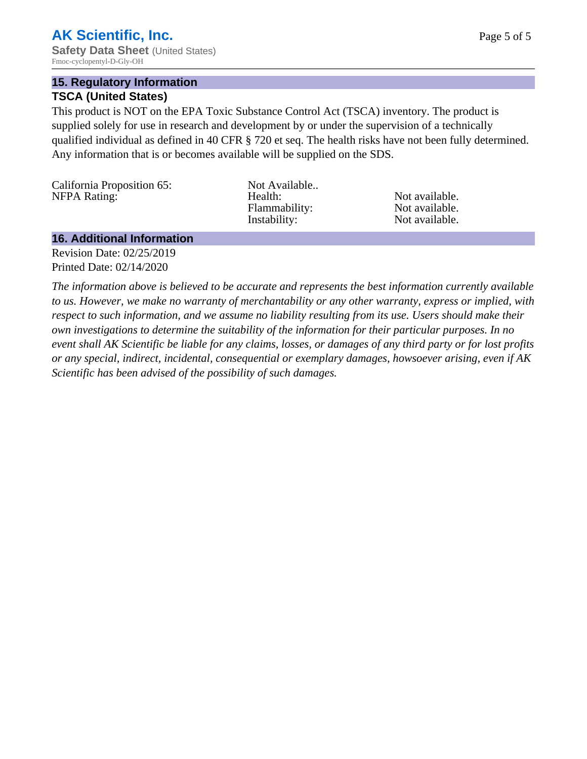## 15. Regulatory Information

### TSCA (United States)

This product is NOT on the EPA Toxic Substance Control Act (TSCA) inventory. The product is supplied solely for use in research and development by or under the supervision of a technically qualified individual as defined in 40 CFR § 720 et seq. The health risks have not been fully determined. Any information that is or becomes available will be supplied on the SDS.

| | | |
|---|---|---|
| California Proposition 65: | Not Available.. | |
| NFPA Rating: | Health: | Not available. |
| | Flammability: | Not available. |
| | Instability: | Not available. |

## 16. Additional Information

Revision Date: 02/25/2019
Printed Date: 02/14/2020

*The information above is believed to be accurate and represents the best information currently available to us. However, we make no warranty of merchantability or any other warranty, express or implied, with respect to such information, and we assume no liability resulting from its use. Users should make their own investigations to determine the suitability of the information for their particular purposes. In no event shall AK Scientific be liable for any claims, losses, or damages of any third party or for lost profits or any special, indirect, incidental, consequential or exemplary damages, howsoever arising, even if AK Scientific has been advised of the possibility of such damages.*